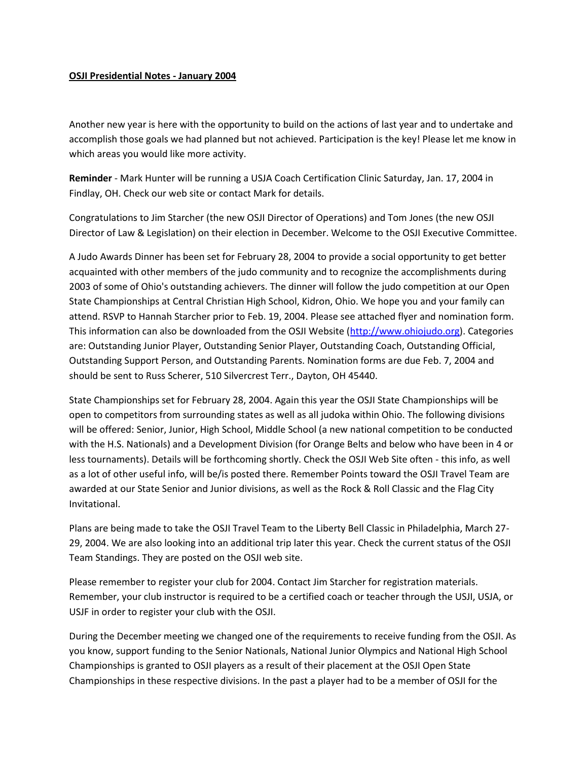**OSJI Presidential Notes - January 2004**

Another new year is here with the opportunity to build on the actions of last year and to undertake and accomplish those goals we had planned but not achieved. Participation is the key! Please let me know in which areas you would like more activity.

**Reminder** - Mark Hunter will be running a USJA Coach Certification Clinic Saturday, Jan. 17, 2004 in Findlay, OH. Check our web site or contact Mark for details.

Congratulations to Jim Starcher (the new OSJI Director of Operations) and Tom Jones (the new OSJI Director of Law & Legislation) on their election in December. Welcome to the OSJI Executive Committee.

A Judo Awards Dinner has been set for February 28, 2004 to provide a social opportunity to get better acquainted with other members of the judo community and to recognize the accomplishments during 2003 of some of Ohio's outstanding achievers. The dinner will follow the judo competition at our Open State Championships at Central Christian High School, Kidron, Ohio. We hope you and your family can attend. RSVP to Hannah Starcher prior to Feb. 19, 2004. Please see attached flyer and nomination form. This information can also be downloaded from the OSJI Website ([http://www.ohiojudo.org](http://www.ohiojudo.org)). Categories are: Outstanding Junior Player, Outstanding Senior Player, Outstanding Coach, Outstanding Official, Outstanding Support Person, and Outstanding Parents. Nomination forms are due Feb. 7, 2004 and should be sent to Russ Scherer, 510 Silvercrest Terr., Dayton, OH 45440.

State Championships set for February 28, 2004. Again this year the OSJI State Championships will be open to competitors from surrounding states as well as all judoka within Ohio. The following divisions will be offered: Senior, Junior, High School, Middle School (a new national competition to be conducted with the H.S. Nationals) and a Development Division (for Orange Belts and below who have been in 4 or less tournaments). Details will be forthcoming shortly. Check the OSJI Web Site often - this info, as well as a lot of other useful info, will be/is posted there. Remember Points toward the OSJI Travel Team are awarded at our State Senior and Junior divisions, as well as the Rock & Roll Classic and the Flag City Invitational.

Plans are being made to take the OSJI Travel Team to the Liberty Bell Classic in Philadelphia, March 27-29, 2004. We are also looking into an additional trip later this year. Check the current status of the OSJI Team Standings. They are posted on the OSJI web site.

Please remember to register your club for 2004. Contact Jim Starcher for registration materials. Remember, your club instructor is required to be a certified coach or teacher through the USJI, USJA, or USJF in order to register your club with the OSJI.

During the December meeting we changed one of the requirements to receive funding from the OSJI. As you know, support funding to the Senior Nationals, National Junior Olympics and National High School Championships is granted to OSJI players as a result of their placement at the OSJI Open State Championships in these respective divisions. In the past a player had to be a member of OSJI for the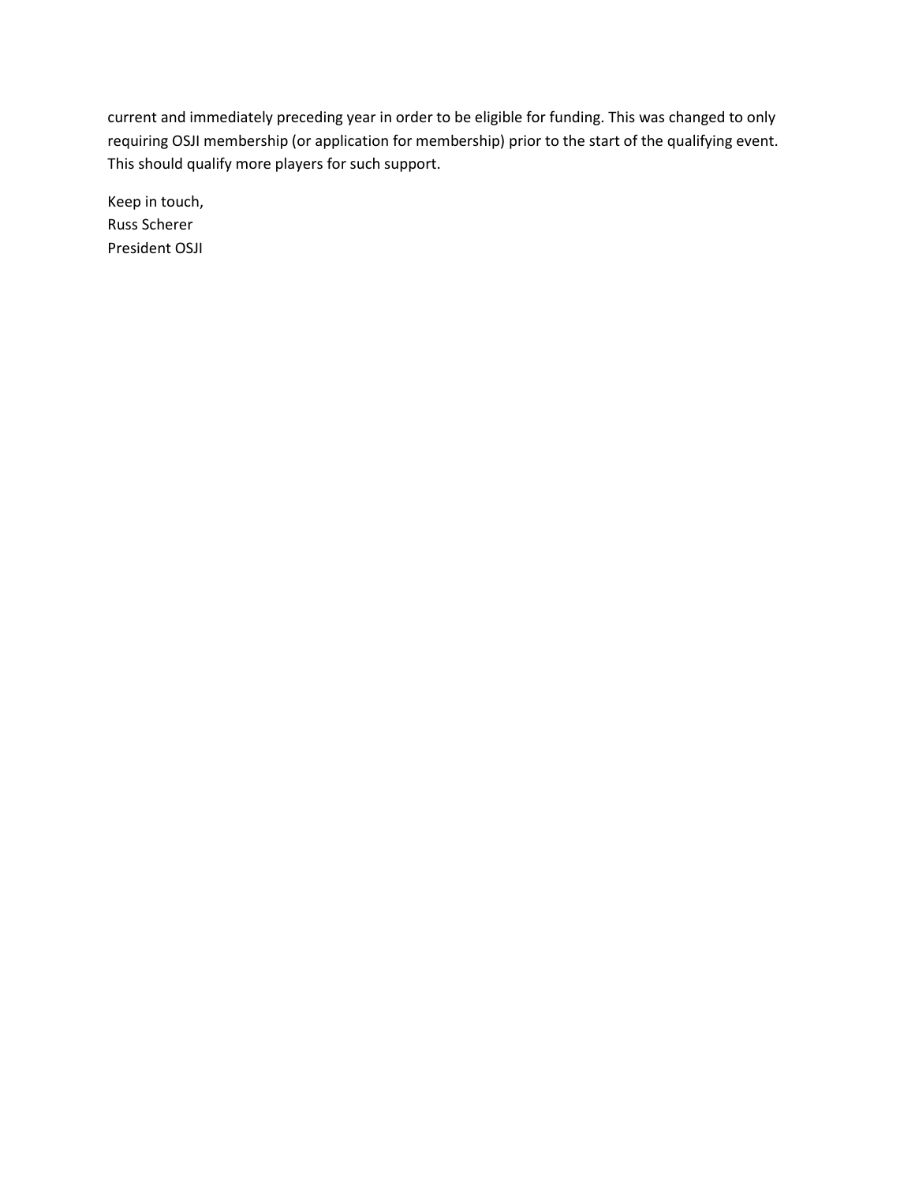current and immediately preceding year in order to be eligible for funding. This was changed to only requiring OSJI membership (or application for membership) prior to the start of the qualifying event. This should qualify more players for such support.

Keep in touch,
Russ Scherer
President OSJI